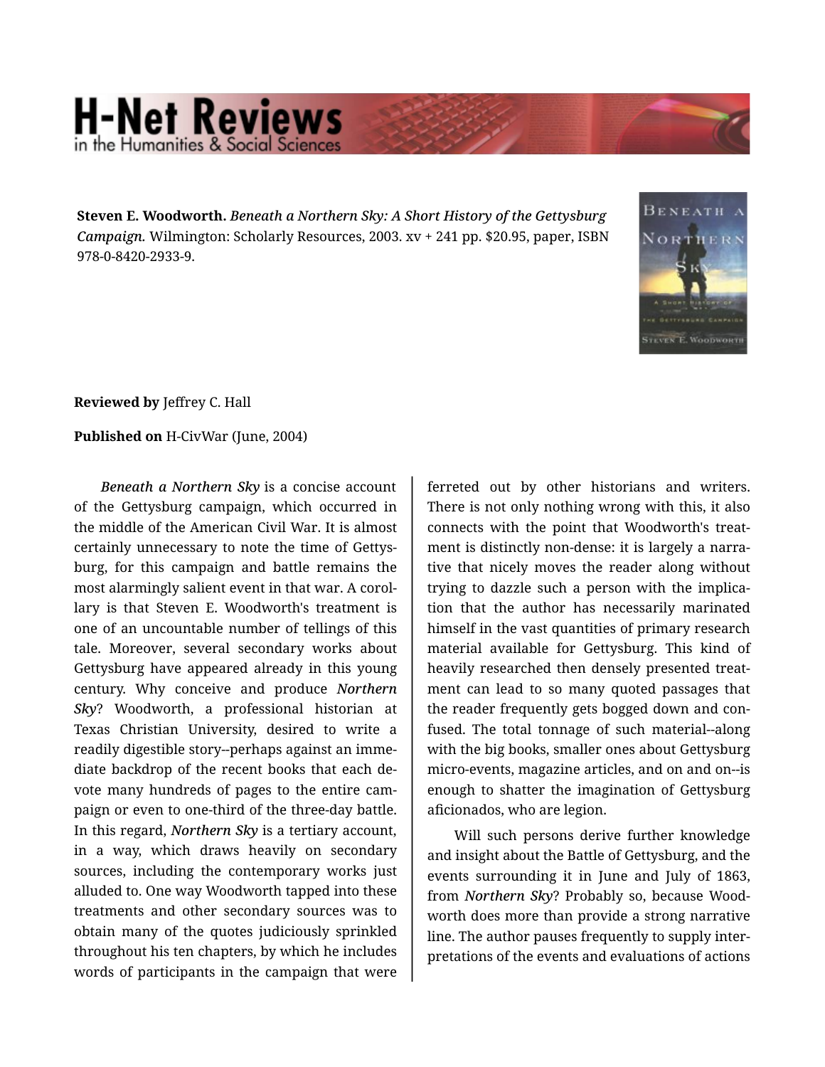**Steven E. Woodworth.** *Beneath a Northern Sky: A Short History of the Gettysburg Campaign.* Wilmington: Scholarly Resources, 2003. xv + 241 pp. $20.95, paper, ISBN 978-0-8420-2933-9.

**Reviewed by** Jeffrey C. Hall

**Published on** H-CivWar (June, 2004)

*Beneath a Northern Sky* is a concise account of the Gettysburg campaign, which occurred in the middle of the American Civil War. It is almost certainly unnecessary to note the time of Gettysburg, for this campaign and battle remains the most alarmingly salient event in that war. A corollary is that Steven E. Woodworth's treatment is one of an uncountable number of tellings of this tale. Moreover, several secondary works about Gettysburg have appeared already in this young century. Why conceive and produce *Northern Sky*? Woodworth, a professional historian at Texas Christian University, desired to write a readily digestible story--perhaps against an immediate backdrop of the recent books that each devote many hundreds of pages to the entire campaign or even to one-third of the three-day battle. In this regard, *Northern Sky* is a tertiary account, in a way, which draws heavily on secondary sources, including the contemporary works just alluded to. One way Woodworth tapped into these treatments and other secondary sources was to obtain many of the quotes judiciously sprinkled throughout his ten chapters, by which he includes words of participants in the campaign that were ferreted out by other historians and writers. There is not only nothing wrong with this, it also connects with the point that Woodworth's treatment is distinctly non-dense: it is largely a narrative that nicely moves the reader along without trying to dazzle such a person with the implication that the author has necessarily marinated himself in the vast quantities of primary research material available for Gettysburg. This kind of heavily researched then densely presented treatment can lead to so many quoted passages that the reader frequently gets bogged down and confused. The total tonnage of such material--along with the big books, smaller ones about Gettysburg micro-events, magazine articles, and on and on--is enough to shatter the imagination of Gettysburg aficionados, who are legion.

Will such persons derive further knowledge and insight about the Battle of Gettysburg, and the events surrounding it in June and July of 1863, from *Northern Sky*? Probably so, because Woodworth does more than provide a strong narrative line. The author pauses frequently to supply interpretations of the events and evaluations of actions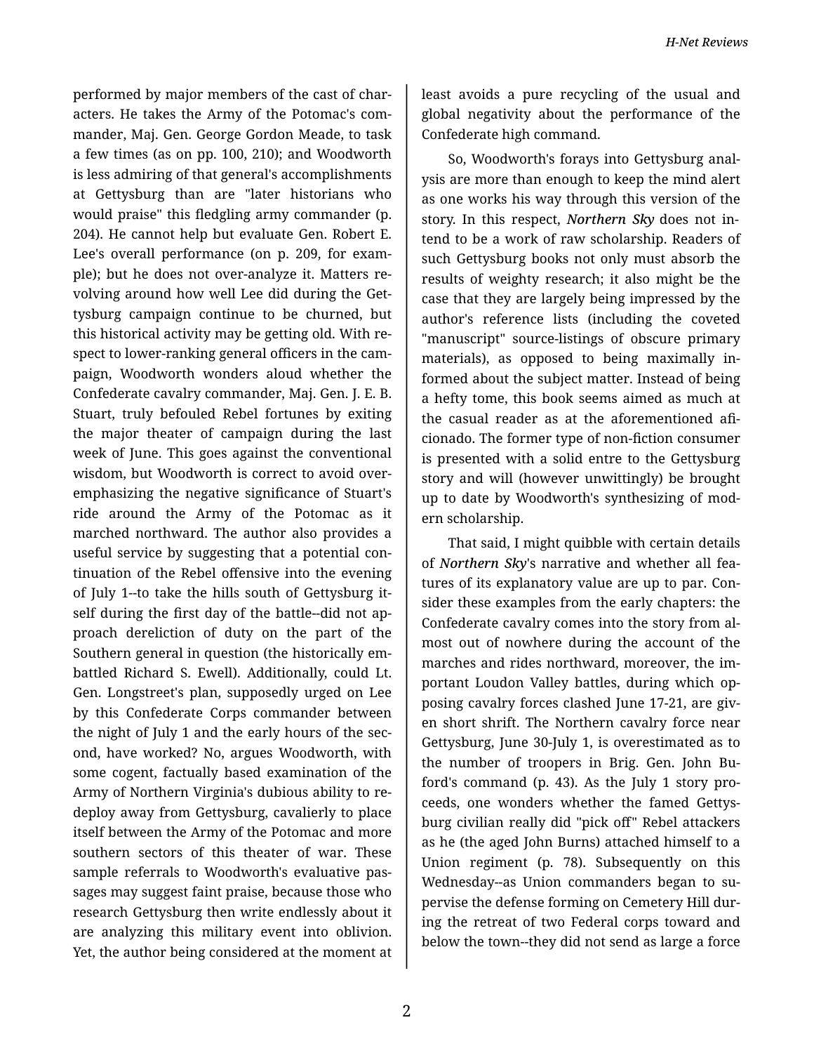performed by major members of the cast of characters. He takes the Army of the Potomac's commander, Maj. Gen. George Gordon Meade, to task a few times (as on pp. 100, 210); and Woodworth is less admiring of that general's accomplishments at Gettysburg than are "later historians who would praise" this fledgling army commander (p. 204). He cannot help but evaluate Gen. Robert E. Lee's overall performance (on p. 209, for example); but he does not over-analyze it. Matters revolving around how well Lee did during the Gettysburg campaign continue to be churned, but this historical activity may be getting old. With respect to lower-ranking general officers in the campaign, Woodworth wonders aloud whether the Confederate cavalry commander, Maj. Gen. J. E. B. Stuart, truly befouled Rebel fortunes by exiting the major theater of campaign during the last week of June. This goes against the conventional wisdom, but Woodworth is correct to avoid over-emphasizing the negative significance of Stuart's ride around the Army of the Potomac as it marched northward. The author also provides a useful service by suggesting that a potential continuation of the Rebel offensive into the evening of July 1--to take the hills south of Gettysburg itself during the first day of the battle--did not approach dereliction of duty on the part of the Southern general in question (the historically embattled Richard S. Ewell). Additionally, could Lt. Gen. Longstreet's plan, supposedly urged on Lee by this Confederate Corps commander between the night of July 1 and the early hours of the second, have worked? No, argues Woodworth, with some cogent, factually based examination of the Army of Northern Virginia's dubious ability to redeploy away from Gettysburg, cavalierly to place itself between the Army of the Potomac and more southern sectors of this theater of war. These sample referrals to Woodworth's evaluative passages may suggest faint praise, because those who research Gettysburg then write endlessly about it are analyzing this military event into oblivion. Yet, the author being considered at the moment at least avoids a pure recycling of the usual and global negativity about the performance of the Confederate high command.

So, Woodworth's forays into Gettysburg analysis are more than enough to keep the mind alert as one works his way through this version of the story. In this respect, ***Northern Sky*** does not intend to be a work of raw scholarship. Readers of such Gettysburg books not only must absorb the results of weighty research; it also might be the case that they are largely being impressed by the author's reference lists (including the coveted "manuscript" source-listings of obscure primary materials), as opposed to being maximally informed about the subject matter. Instead of being a hefty tome, this book seems aimed as much at the casual reader as at the aforementioned aficionado. The former type of non-fiction consumer is presented with a solid entre to the Gettysburg story and will (however unwittingly) be brought up to date by Woodworth's synthesizing of modern scholarship.

That said, I might quibble with certain details of ***Northern Sky***'s narrative and whether all features of its explanatory value are up to par. Consider these examples from the early chapters: the Confederate cavalry comes into the story from almost out of nowhere during the account of the marches and rides northward, moreover, the important Loudon Valley battles, during which opposing cavalry forces clashed June 17-21, are given short shrift. The Northern cavalry force near Gettysburg, June 30-July 1, is overestimated as to the number of troopers in Brig. Gen. John Buford's command (p. 43). As the July 1 story proceeds, one wonders whether the famed Gettysburg civilian really did "pick off" Rebel attackers as he (the aged John Burns) attached himself to a Union regiment (p. 78). Subsequently on this Wednesday--as Union commanders began to supervise the defense forming on Cemetery Hill during the retreat of two Federal corps toward and below the town--they did not send as large a force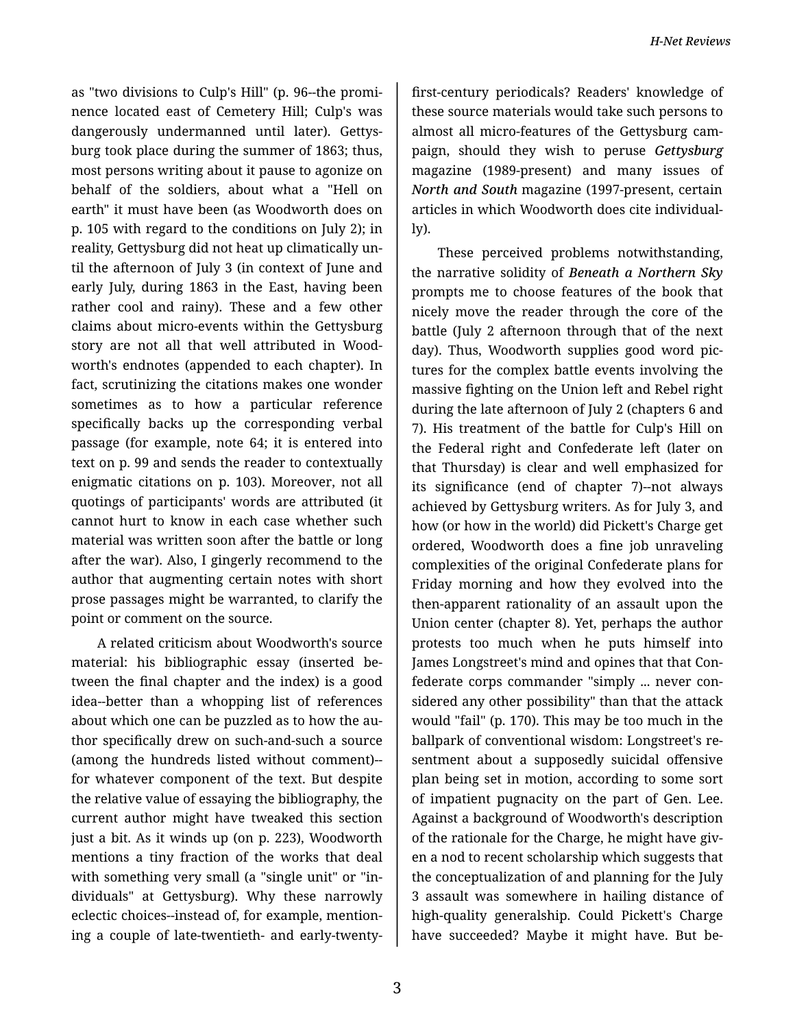as "two divisions to Culp's Hill" (p. 96--the prominence located east of Cemetery Hill; Culp's was dangerously undermanned until later). Gettysburg took place during the summer of 1863; thus, most persons writing about it pause to agonize on behalf of the soldiers, about what a "Hell on earth" it must have been (as Woodworth does on p. 105 with regard to the conditions on July 2); in reality, Gettysburg did not heat up climatically until the afternoon of July 3 (in context of June and early July, during 1863 in the East, having been rather cool and rainy). These and a few other claims about micro-events within the Gettysburg story are not all that well attributed in Woodworth's endnotes (appended to each chapter). In fact, scrutinizing the citations makes one wonder sometimes as to how a particular reference specifically backs up the corresponding verbal passage (for example, note 64; it is entered into text on p. 99 and sends the reader to contextually enigmatic citations on p. 103). Moreover, not all quotings of participants' words are attributed (it cannot hurt to know in each case whether such material was written soon after the battle or long after the war). Also, I gingerly recommend to the author that augmenting certain notes with short prose passages might be warranted, to clarify the point or comment on the source.

A related criticism about Woodworth's source material: his bibliographic essay (inserted between the final chapter and the index) is a good idea--better than a whopping list of references about which one can be puzzled as to how the author specifically drew on such-and-such a source (among the hundreds listed without comment)--for whatever component of the text. But despite the relative value of essaying the bibliography, the current author might have tweaked this section just a bit. As it winds up (on p. 223), Woodworth mentions a tiny fraction of the works that deal with something very small (a "single unit" or "individuals" at Gettysburg). Why these narrowly eclectic choices--instead of, for example, mentioning a couple of late-twentieth- and early-twenty-first-century periodicals? Readers' knowledge of these source materials would take such persons to almost all micro-features of the Gettysburg campaign, should they wish to peruse *Gettysburg* magazine (1989-present) and many issues of *North and South* magazine (1997-present, certain articles in which Woodworth does cite individually).

These perceived problems notwithstanding, the narrative solidity of *Beneath a Northern Sky* prompts me to choose features of the book that nicely move the reader through the core of the battle (July 2 afternoon through that of the next day). Thus, Woodworth supplies good word pictures for the complex battle events involving the massive fighting on the Union left and Rebel right during the late afternoon of July 2 (chapters 6 and 7). His treatment of the battle for Culp's Hill on the Federal right and Confederate left (later on that Thursday) is clear and well emphasized for its significance (end of chapter 7)--not always achieved by Gettysburg writers. As for July 3, and how (or how in the world) did Pickett's Charge get ordered, Woodworth does a fine job unraveling complexities of the original Confederate plans for Friday morning and how they evolved into the then-apparent rationality of an assault upon the Union center (chapter 8). Yet, perhaps the author protests too much when he puts himself into James Longstreet's mind and opines that that Confederate corps commander "simply ... never considered any other possibility" than that the attack would "fail" (p. 170). This may be too much in the ballpark of conventional wisdom: Longstreet's resentment about a supposedly suicidal offensive plan being set in motion, according to some sort of impatient pugnacity on the part of Gen. Lee. Against a background of Woodworth's description of the rationale for the Charge, he might have given a nod to recent scholarship which suggests that the conceptualization of and planning for the July 3 assault was somewhere in hailing distance of high-quality generalship. Could Pickett's Charge have succeeded? Maybe it might have. But be-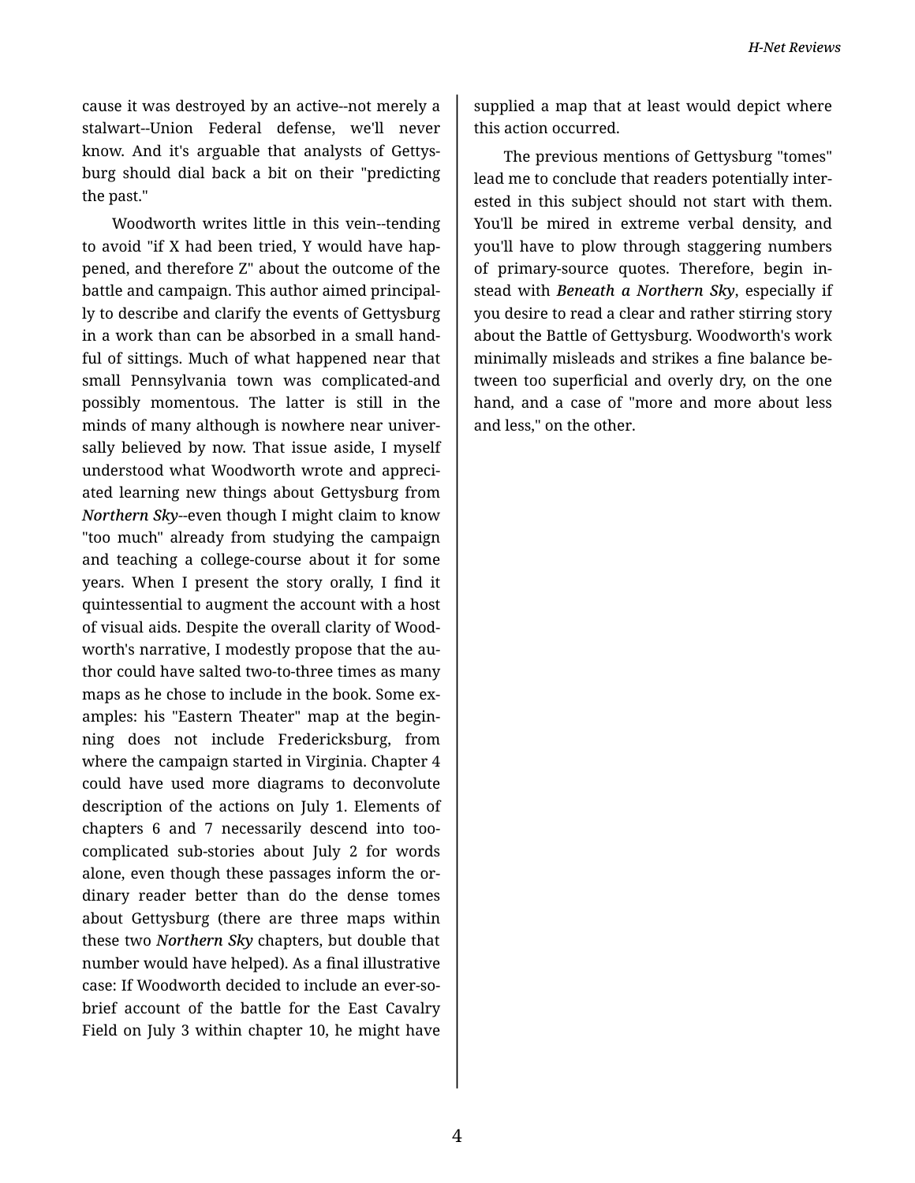cause it was destroyed by an active--not merely a stalwart--Union Federal defense, we'll never know. And it's arguable that analysts of Gettysburg should dial back a bit on their "predicting the past."

Woodworth writes little in this vein--tending to avoid "if X had been tried, Y would have happened, and therefore Z" about the outcome of the battle and campaign. This author aimed principally to describe and clarify the events of Gettysburg in a work than can be absorbed in a small handful of sittings. Much of what happened near that small Pennsylvania town was complicated-and possibly momentous. The latter is still in the minds of many although is nowhere near universally believed by now. That issue aside, I myself understood what Woodworth wrote and appreciated learning new things about Gettysburg from *Northern Sky*--even though I might claim to know "too much" already from studying the campaign and teaching a college-course about it for some years. When I present the story orally, I find it quintessential to augment the account with a host of visual aids. Despite the overall clarity of Woodworth's narrative, I modestly propose that the author could have salted two-to-three times as many maps as he chose to include in the book. Some examples: his "Eastern Theater" map at the beginning does not include Fredericksburg, from where the campaign started in Virginia. Chapter 4 could have used more diagrams to deconvolute description of the actions on July 1. Elements of chapters 6 and 7 necessarily descend into too-complicated sub-stories about July 2 for words alone, even though these passages inform the ordinary reader better than do the dense tomes about Gettysburg (there are three maps within these two *Northern Sky* chapters, but double that number would have helped). As a final illustrative case: If Woodworth decided to include an ever-so-brief account of the battle for the East Cavalry Field on July 3 within chapter 10, he might have supplied a map that at least would depict where this action occurred.

The previous mentions of Gettysburg "tomes" lead me to conclude that readers potentially interested in this subject should not start with them. You'll be mired in extreme verbal density, and you'll have to plow through staggering numbers of primary-source quotes. Therefore, begin instead with ***Beneath a Northern Sky***, especially if you desire to read a clear and rather stirring story about the Battle of Gettysburg. Woodworth's work minimally misleads and strikes a fine balance between too superficial and overly dry, on the one hand, and a case of "more and more about less and less," on the other.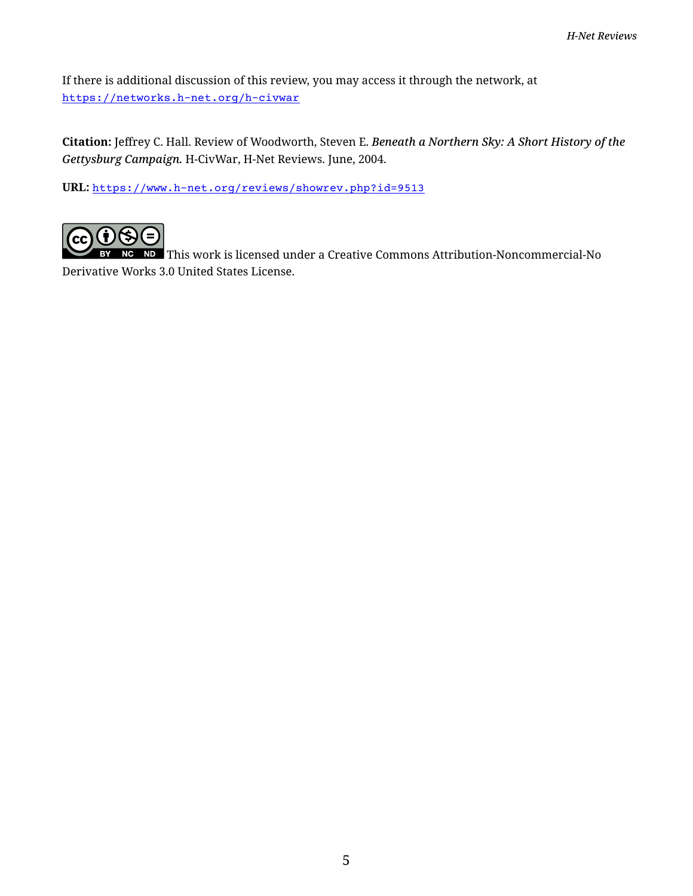If there is additional discussion of this review, you may access it through the network, at https://networks.h-net.org/h-civwar

**Citation:** Jeffrey C. Hall. Review of Woodworth, Steven E. ***Beneath a Northern Sky: A Short History of the Gettysburg Campaign.*** H-CivWar, H-Net Reviews. June, 2004.

**URL:** https://www.h-net.org/reviews/showrev.php?id=9513

This work is licensed under a Creative Commons Attribution-Noncommercial-No Derivative Works 3.0 United States License.